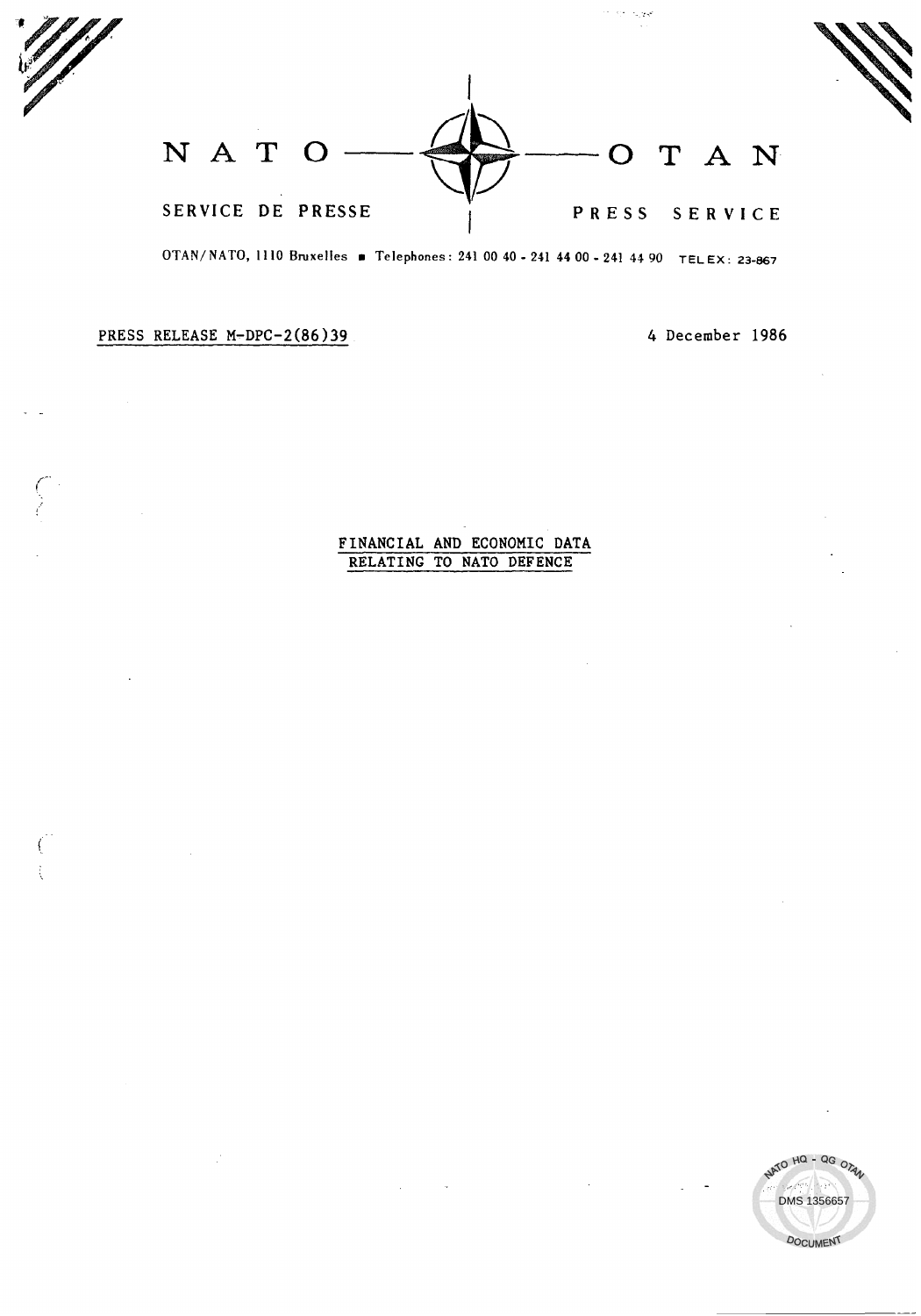NATO — OTAN

SERVICE DE PRESSE PRESS SERVICE

OTAN/NATO, 1110 Bruxelles ■ Telephones: 241 00 40 - 241 44 00 - 241 44 90 TELEX: 23-867

PRESS RELEASE M-DPC-2(86)39

4 December 1986

# FINANCIAL AND ECONOMIC DATA RELATING TO NATO DEFENCE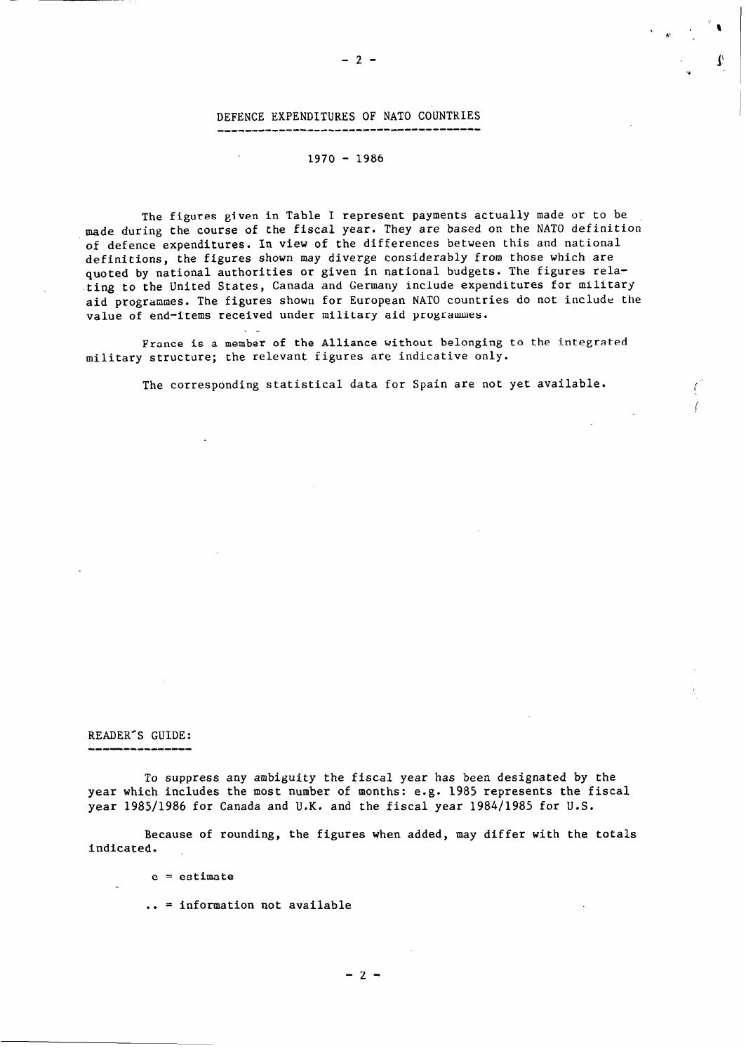# DEFENCE EXPENDITURES OF NATO COUNTRIES

## 1970 - 1986

The figures given in Table I represent payments actually made or to be made during the course of the fiscal year. They are based on the NATO definition of defence expenditures. In view of the differences between this and national definitions, the figures shown may diverge considerably from those which are quoted by national authorities or given in national budgets. The figures relating to the United States, Canada and Germany include expenditures for military aid programmes. The figures shown for European NATO countries do not include the value of end-items received under military aid programmes.

France is a member of the Alliance without belonging to the integrated military structure; the relevant figures are indicative only.

The corresponding statistical data for Spain are not yet available.

## READER'S GUIDE:

To suppress any ambiguity the fiscal year has been designated by the year which includes the most number of months: e.g. 1985 represents the fiscal year 1985/1986 for Canada and U.K. and the fiscal year 1984/1985 for U.S.

Because of rounding, the figures when added, may differ with the totals indicated.

e = estimate

.. = information not available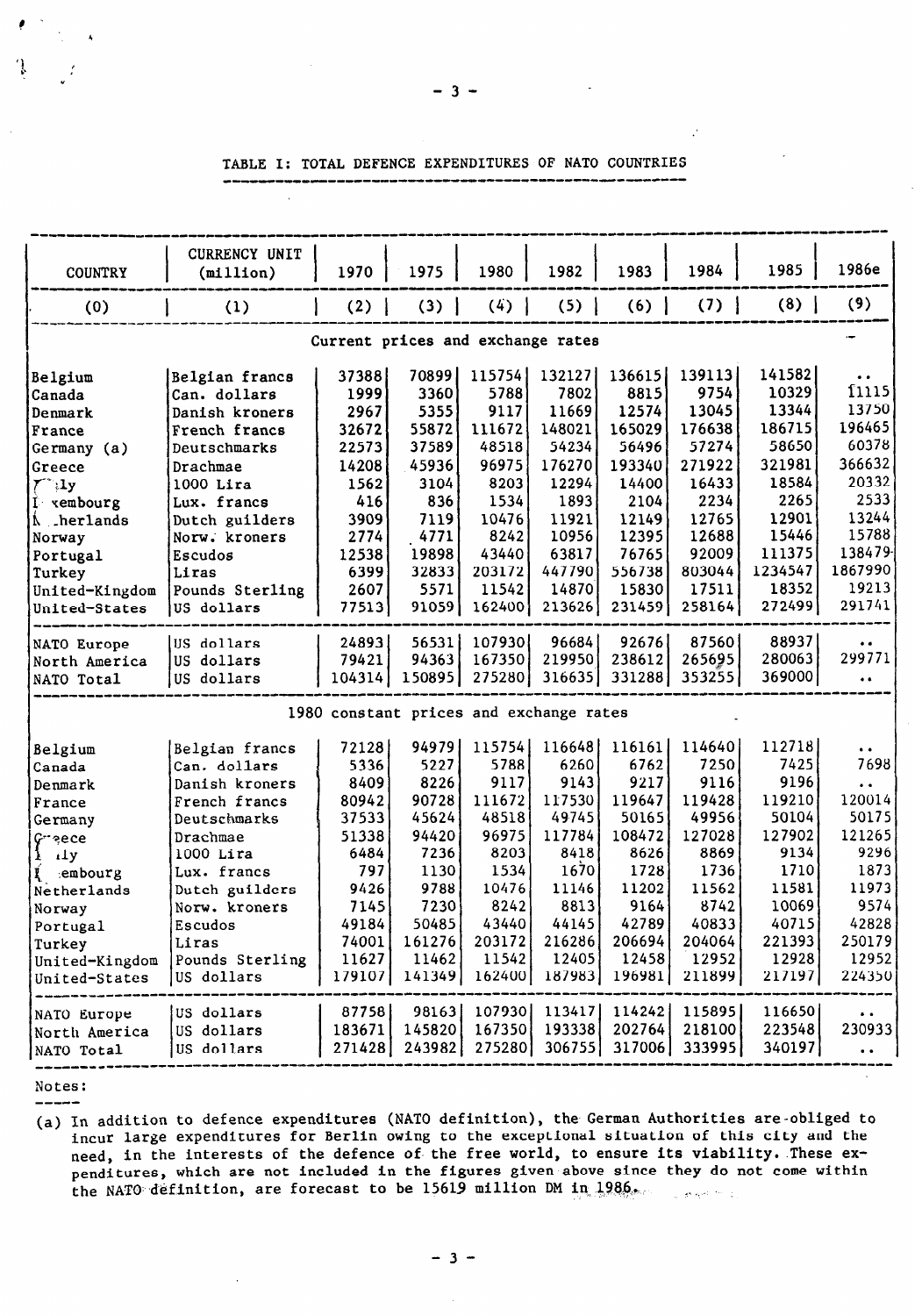TABLE I: TOTAL DEFENCE EXPENDITURES OF NATO COUNTRIES

| COUNTRY | CURRENCY UNIT (million) | 1970 | 1975 | 1980 | 1982 | 1983 | 1984 | 1985 | 1986e |
|---|---|---|---|---|---|---|---|---|---|
| (0) | (1) | (2) | (3) | (4) | (5) | (6) | (7) | (8) | (9) |
| | | | | Current prices and exchange rates | | | | | |
| Belgium | Belgian francs | 37388 | 70899 | 115754 | 132127 | 136615 | 139113 | 141582 | .. |
| Canada | Can. dollars | 1999 | 3360 | 5788 | 7802 | 8815 | 9754 | 10329 | 11115 |
| Denmark | Danish kroners | 2967 | 5355 | 9117 | 11669 | 12574 | 13045 | 13344 | 13750 |
| France | French francs | 32672 | 55872 | 111672 | 148021 | 165029 | 176638 | 186715 | 196465 |
| Germany (a) | Deutschmarks | 22573 | 37589 | 48518 | 54234 | 56496 | 57274 | 58650 | 60378 |
| Greece | Drachmae | 14208 | 45936 | 96975 | 176270 | 193340 | 271922 | 321981 | 366632 |
| Italy | 1000 Lira | 1562 | 3104 | 8203 | 12294 | 14400 | 16433 | 18584 | 20332 |
| Luxembourg | Lux. francs | 416 | 836 | 1534 | 1893 | 2104 | 2234 | 2265 | 2533 |
| Netherlands | Dutch guilders | 3909 | 7119 | 10476 | 11921 | 12149 | 12765 | 12901 | 13244 |
| Norway | Norw. kroners | 2774 | 4771 | 8242 | 10956 | 12395 | 12688 | 15446 | 15788 |
| Portugal | Escudos | 12538 | 19898 | 43440 | 63817 | 76765 | 92009 | 111375 | 138479 |
| Turkey | Liras | 6399 | 32833 | 203172 | 447790 | 556738 | 803044 | 1234547 | 1867990 |
| United-Kingdom | Pounds Sterling | 2607 | 5571 | 11542 | 14870 | 15830 | 17511 | 18352 | 19213 |
| United-States | US dollars | 77513 | 91059 | 162400 | 213626 | 231459 | 258164 | 272499 | 291741 |
| NATO Europe | US dollars | 24893 | 56531 | 107930 | 96684 | 92676 | 87560 | 88937 | .. |
| North America | US dollars | 79421 | 94363 | 167350 | 219950 | 238612 | 265695 | 280063 | 299771 |
| NATO Total | US dollars | 104314 | 150895 | 275280 | 316635 | 331288 | 353255 | 369000 | .. |
| | | | | 1980 constant prices and exchange rates | | | | | |
| Belgium | Belgian francs | 72128 | 94979 | 115754 | 116648 | 116161 | 114640 | 112718 | .. |
| Canada | Can. dollars | 5336 | 5227 | 5788 | 6260 | 6762 | 7250 | 7425 | 7698 |
| Denmark | Danish kroners | 8409 | 8226 | 9117 | 9143 | 9217 | 9116 | 9196 | .. |
| France | French francs | 80942 | 90728 | 111672 | 117530 | 119647 | 119428 | 119210 | 120014 |
| Germany | Deutschmarks | 37533 | 45624 | 48518 | 49745 | 50165 | 49956 | 50104 | 50175 |
| Greece | Drachmae | 51338 | 94420 | 96975 | 117784 | 108472 | 127028 | 127902 | 121265 |
| Italy | 1000 Lira | 6484 | 7236 | 8203 | 8418 | 8626 | 8869 | 9134 | 9296 |
| Luxembourg | Lux. francs | 797 | 1130 | 1534 | 1670 | 1728 | 1736 | 1710 | 1873 |
| Netherlands | Dutch guilders | 9426 | 9788 | 10476 | 11146 | 11202 | 11562 | 11581 | 11973 |
| Norway | Norw. kroners | 7145 | 7230 | 8242 | 8813 | 9164 | 8742 | 10069 | 9574 |
| Portugal | Escudos | 49184 | 50485 | 43440 | 44145 | 42789 | 40833 | 40715 | 42828 |
| Turkey | Liras | 74001 | 161276 | 203172 | 216286 | 206694 | 204064 | 221393 | 250179 |
| United-Kingdom | Pounds Sterling | 11627 | 11462 | 11542 | 12405 | 12458 | 12952 | 12928 | 12952 |
| United-States | US dollars | 179107 | 141349 | 162400 | 187983 | 196981 | 211899 | 217197 | 224350 |
| NATO Europe | US dollars | 87758 | 98163 | 107930 | 113417 | 114242 | 115895 | 116650 | .. |
| North America | US dollars | 183671 | 145820 | 167350 | 193338 | 202764 | 218100 | 223548 | 230933 |
| NATO Total | US dollars | 271428 | 243982 | 275280 | 306755 | 317006 | 333995 | 340197 | .. |

Notes:

(a) In addition to defence expenditures (NATO definition), the German Authorities are obliged to incur large expenditures for Berlin owing to the exceptional situation of this city and the need, in the interests of the defence of the free world, to ensure its viability. These expenditures, which are not included in the figures given above since they do not come within the NATO definition, are forecast to be 15619 million DM in 1986.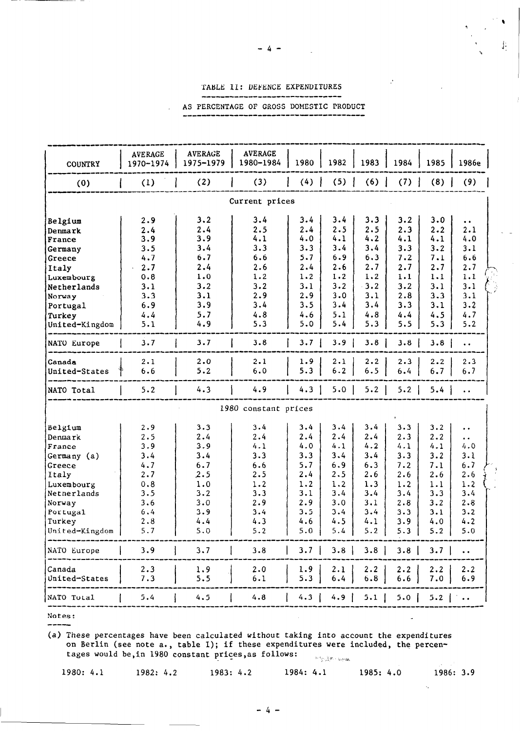# TABLE II: DEFENCE EXPENDITURES

## AS PERCENTAGE OF GROSS DOMESTIC PRODUCT

| COUNTRY | AVERAGE 1970-1974 | AVERAGE 1975-1979 | AVERAGE 1980-1984 | 1980 | 1982 | 1983 | 1984 | 1985 | 1986e |
|---|---|---|---|---|---|---|---|---|---|
| (0) | (1) | (2) | (3) | (4) | (5) | (6) | (7) | (8) | (9) |
| | | | Current prices | | | | | | |
| Belgium | 2.9 | 3.2 | 3.4 | 3.4 | 3.4 | 3.3 | 3.2 | 3.0 | .. |
| Denmark | 2.4 | 2.4 | 2.5 | 2.4 | 2.5 | 2.5 | 2.3 | 2.2 | 2.1 |
| France | 3.9 | 3.9 | 4.1 | 4.0 | 4.1 | 4.2 | 4.1 | 4.1 | 4.0 |
| Germany | 3.5 | 3.4 | 3.3 | 3.3 | 3.4 | 3.4 | 3.3 | 3.2 | 3.1 |
| Greece | 4.7 | 6.7 | 6.6 | 5.7 | 6.9 | 6.3 | 7.2 | 7.1 | 6.6 |
| Italy | 2.7 | 2.4 | 2.6 | 2.4 | 2.6 | 2.7 | 2.7 | 2.7 | 2.7 |
| Luxembourg | 0.8 | 1.0 | 1.2 | 1.2 | 1.2 | 1.2 | 1.1 | 1.1 | 1.1 |
| Netherlands | 3.1 | 3.2 | 3.2 | 3.1 | 3.2 | 3.2 | 3.2 | 3.1 | 3.1 |
| Norway | 3.3 | 3.1 | 2.9 | 2.9 | 3.0 | 3.1 | 2.8 | 3.3 | 3.1 |
| Portugal | 6.9 | 3.9 | 3.4 | 3.5 | 3.4 | 3.4 | 3.3 | 3.1 | 3.2 |
| Turkey | 4.4 | 5.7 | 4.8 | 4.6 | 5.1 | 4.8 | 4.4 | 4.5 | 4.7 |
| United-Kingdom | 5.1 | 4.9 | 5.3 | 5.0 | 5.4 | 5.3 | 5.5 | 5.3 | 5.2 |
| NATO Europe | 3.7 | 3.7 | 3.8 | 3.7 | 3.9 | 3.8 | 3.8 | 3.8 | .. |
| Canada | 2.1 | 2.0 | 2.1 | 1.9 | 2.1 | 2.2 | 2.3 | 2.2 | 2.3 |
| United-States | 6.6 | 5.2 | 6.0 | 5.3 | 6.2 | 6.5 | 6.4 | 6.7 | 6.7 |
| NATO Total | 5.2 | 4.3 | 4.9 | 4.3 | 5.0 | 5.2 | 5.2 | 5.4 | .. |
| | | | 1980 constant prices | | | | | | |
| Belgium | 2.9 | 3.3 | 3.4 | 3.4 | 3.4 | 3.4 | 3.3 | 3.2 | .. |
| Denmark | 2.5 | 2.4 | 2.4 | 2.4 | 2.4 | 2.4 | 2.3 | 2.2 | .. |
| France | 3.9 | 3.9 | 4.1 | 4.0 | 4.1 | 4.2 | 4.1 | 4.1 | 4.0 |
| Germany (a) | 3.4 | 3.4 | 3.3 | 3.3 | 3.4 | 3.4 | 3.3 | 3.2 | 3.1 |
| Greece | 4.7 | 6.7 | 6.6 | 5.7 | 6.9 | 6.3 | 7.2 | 7.1 | 6.7 |
| Italy | 2.7 | 2.5 | 2.5 | 2.4 | 2.5 | 2.6 | 2.6 | 2.6 | 2.6 |
| Luxembourg | 0.8 | 1.0 | 1.2 | 1.2 | 1.2 | 1.3 | 1.2 | 1.1 | 1.2 |
| Netherlands | 3.5 | 3.2 | 3.3 | 3.1 | 3.4 | 3.4 | 3.4 | 3.3 | 3.4 |
| Norway | 3.6 | 3.0 | 2.9 | 2.9 | 3.0 | 3.1 | 2.8 | 3.2 | 2.8 |
| Portugal | 6.4 | 3.9 | 3.4 | 3.5 | 3.4 | 3.4 | 3.3 | 3.1 | 3.2 |
| Turkey | 2.8 | 4.4 | 4.3 | 4.6 | 4.5 | 4.1 | 3.9 | 4.0 | 4.2 |
| United-Kingdom | 5.7 | 5.0 | 5.2 | 5.0 | 5.4 | 5.2 | 5.3 | 5.2 | 5.0 |
| NATO Europe | 3.9 | 3.7 | 3.8 | 3.7 | 3.8 | 3.8 | 3.8 | 3.7 | .. |
| Canada | 2.3 | 1.9 | 2.0 | 1.9 | 2.1 | 2.2 | 2.2 | 2.2 | 2.2 |
| United-States | 7.3 | 5.5 | 6.1 | 5.3 | 6.4 | 6.8 | 6.6 | 7.0 | 6.9 |
| NATO Total | 5.4 | 4.5 | 4.8 | 4.3 | 4.9 | 5.1 | 5.0 | 5.2 | .. |

Notes:

(a) These percentages have been calculated without taking into account the expenditures on Berlin (see note a., table I); if these expenditures were included, the percentages would be, in 1980 constant prices, as follows:

1980: 4.1 1982: 4.2 1983: 4.2 1984: 4.1 1985: 4.0 1986: 3.9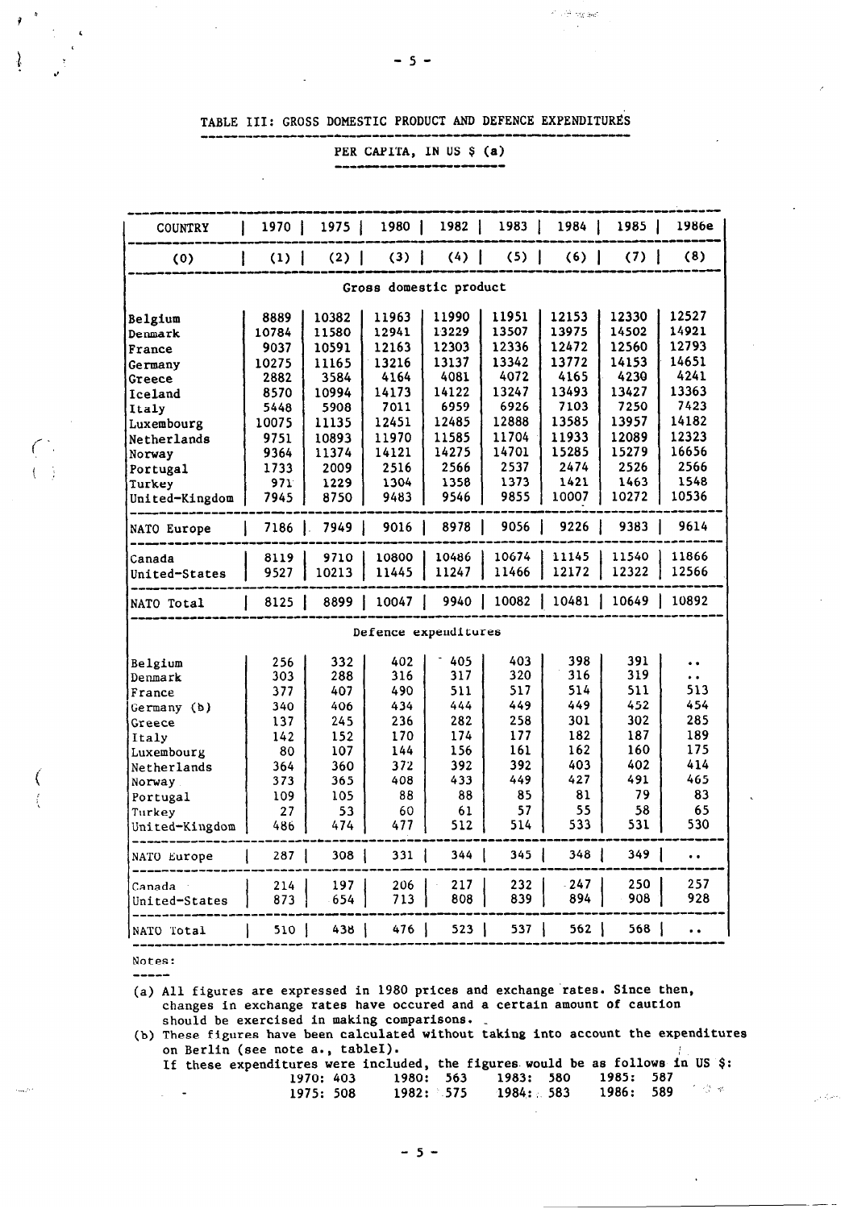## TABLE III: GROSS DOMESTIC PRODUCT AND DEFENCE EXPENDITURES

### PER CAPITA, IN US $ (a)

| COUNTRY | 1970 | 1975 | 1980 | 1982 | 1983 | 1984 | 1985 | 1986e |
|---|---|---|---|---|---|---|---|---|
| (0) | (1) | (2) | (3) | (4) | (5) | (6) | (7) | (8) |
| **Gross domestic product** | | | | | | | | |
| Belgium | 8889 | 10382 | 11963 | 11990 | 11951 | 12153 | 12330 | 12527 |
| Denmark | 10784 | 11580 | 12941 | 13229 | 13507 | 13975 | 14502 | 14921 |
| France | 9037 | 10591 | 12163 | 12303 | 12336 | 12472 | 12560 | 12793 |
| Germany | 10275 | 11165 | 13216 | 13137 | 13342 | 13772 | 14153 | 14651 |
| Greece | 2882 | 3584 | 4164 | 4081 | 4072 | 4165 | 4230 | 4241 |
| Iceland | 8570 | 10994 | 14173 | 14122 | 13247 | 13493 | 13427 | 13363 |
| Italy | 5448 | 5908 | 7011 | 6959 | 6926 | 7103 | 7250 | 7423 |
| Luxembourg | 10075 | 11135 | 12451 | 12485 | 12888 | 13585 | 13957 | 14182 |
| Netherlands | 9751 | 10893 | 11970 | 11585 | 11704 | 11933 | 12089 | 12323 |
| Norway | 9364 | 11374 | 14121 | 14275 | 14701 | 15285 | 15279 | 16656 |
| Portugal | 1733 | 2009 | 2516 | 2566 | 2537 | 2474 | 2526 | 2566 |
| Turkey | 971 | 1229 | 1304 | 1358 | 1373 | 1421 | 1463 | 1548 |
| United-Kingdom | 7945 | 8750 | 9483 | 9546 | 9855 | 10007 | 10272 | 10536 |
| NATO Europe | 7186 | 7949 | 9016 | 8978 | 9056 | 9226 | 9383 | 9614 |
| Canada | 8119 | 9710 | 10800 | 10486 | 10674 | 11145 | 11540 | 11866 |
| United-States | 9527 | 10213 | 11445 | 11247 | 11466 | 12172 | 12322 | 12566 |
| NATO Total | 8125 | 8899 | 10047 | 9940 | 10082 | 10481 | 10649 | 10892 |
| **Defence expenditures** | | | | | | | | |
| Belgium | 256 | 332 | 402 | 405 | 403 | 398 | 391 | .. |
| Denmark | 303 | 288 | 316 | 317 | 320 | 316 | 319 | .. |
| France | 377 | 407 | 490 | 511 | 517 | 514 | 511 | 513 |
| Germany (b) | 340 | 406 | 434 | 444 | 449 | 449 | 452 | 454 |
| Greece | 137 | 245 | 236 | 282 | 258 | 301 | 302 | 285 |
| Italy | 142 | 152 | 170 | 174 | 177 | 182 | 187 | 189 |
| Luxembourg | 80 | 107 | 144 | 156 | 161 | 162 | 160 | 175 |
| Netherlands | 364 | 360 | 372 | 392 | 392 | 403 | 402 | 414 |
| Norway | 373 | 365 | 408 | 433 | 449 | 427 | 491 | 465 |
| Portugal | 109 | 105 | 88 | 88 | 85 | 81 | 79 | 83 |
| Turkey | 27 | 53 | 60 | 61 | 57 | 55 | 58 | 65 |
| United-Kingdom | 486 | 474 | 477 | 512 | 514 | 533 | 531 | 530 |
| NATO Europe | 287 | 308 | 331 | 344 | 345 | 348 | 349 | .. |
| Canada | 214 | 197 | 206 | 217 | 232 | 247 | 250 | 257 |
| United-States | 873 | 654 | 713 | 808 | 839 | 894 | 908 | 928 |
| NATO Total | 510 | 438 | 476 | 523 | 537 | 562 | 568 | .. |

Notes:

(a) All figures are expressed in 1980 prices and exchange rates. Since then, changes in exchange rates have occured and a certain amount of caution should be exercised in making comparisons.

(b) These figures have been calculated without taking into account the expenditures on Berlin (see note a., tableI).
If these expenditures were included, the figures would be as follows in US $:

| | | | | |
|---|---|---|---|---|
| 1970: 403 | 1980: 563 | 1983: 580 | 1985: 587 |
| 1975: 508 | 1982: 575 | 1984: 583 | 1986: 589 |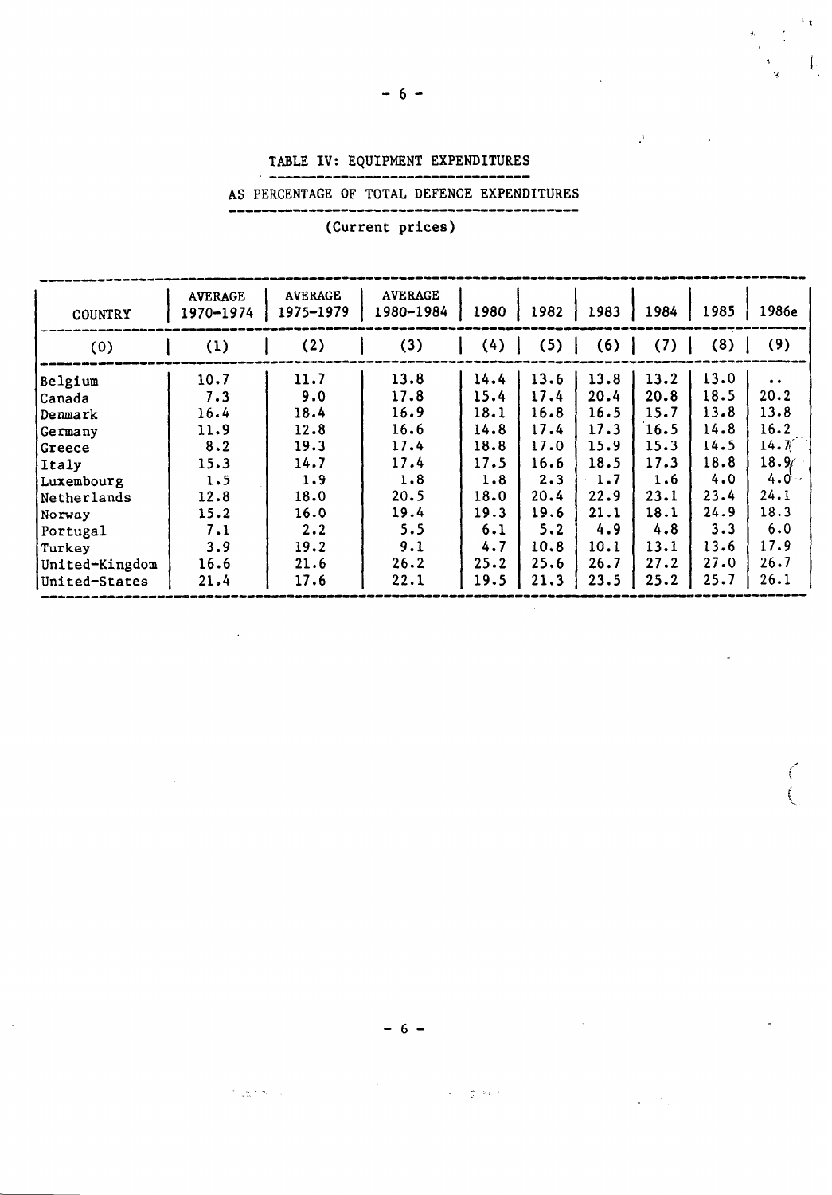## TABLE IV: EQUIPMENT EXPENDITURES

## AS PERCENTAGE OF TOTAL DEFENCE EXPENDITURES

(Current prices)

| COUNTRY | AVERAGE 1970-1974 | AVERAGE 1975-1979 | AVERAGE 1980-1984 | 1980 | 1982 | 1983 | 1984 | 1985 | 1986e |
|---|---|---|---|---|---|---|---|---|---|
| (0) | (1) | (2) | (3) | (4) | (5) | (6) | (7) | (8) | (9) |
| Belgium | 10.7 | 11.7 | 13.8 | 14.4 | 13.6 | 13.8 | 13.2 | 13.0 | .. |
| Canada | 7.3 | 9.0 | 17.8 | 15.4 | 17.4 | 20.4 | 20.8 | 18.5 | 20.2 |
| Denmark | 16.4 | 18.4 | 16.9 | 18.1 | 16.8 | 16.5 | 15.7 | 13.8 | 13.8 |
| Germany | 11.9 | 12.8 | 16.6 | 14.8 | 17.4 | 17.3 | 16.5 | 14.8 | 16.2 |
| Greece | 8.2 | 19.3 | 17.4 | 18.8 | 17.0 | 15.9 | 15.3 | 14.5 | 14.7 |
| Italy | 15.3 | 14.7 | 17.4 | 17.5 | 16.6 | 18.5 | 17.3 | 18.8 | 18.9 |
| Luxembourg | 1.5 | 1.9 | 1.8 | 1.8 | 2.3 | 1.7 | 1.6 | 4.0 | 4.0 |
| Netherlands | 12.8 | 18.0 | 20.5 | 18.0 | 20.4 | 22.9 | 23.1 | 23.4 | 24.1 |
| Norway | 15.2 | 16.0 | 19.4 | 19.3 | 19.6 | 21.1 | 18.1 | 24.9 | 18.3 |
| Portugal | 7.1 | 2.2 | 5.5 | 6.1 | 5.2 | 4.9 | 4.8 | 3.3 | 6.0 |
| Turkey | 3.9 | 19.2 | 9.1 | 4.7 | 10.8 | 10.1 | 13.1 | 13.6 | 17.9 |
| United-Kingdom | 16.6 | 21.6 | 26.2 | 25.2 | 25.6 | 26.7 | 27.2 | 27.0 | 26.7 |
| United-States | 21.4 | 17.6 | 22.1 | 19.5 | 21.3 | 23.5 | 25.2 | 25.7 | 26.1 |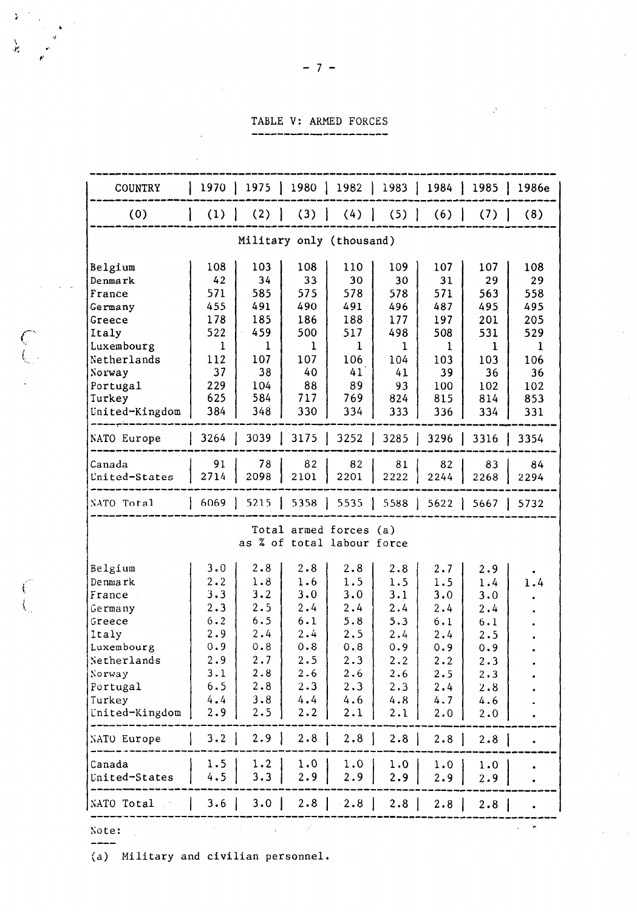# TABLE V: ARMED FORCES

| COUNTRY | 1970 | 1975 | 1980 | 1982 | 1983 | 1984 | 1985 | 1986e |
|---|---|---|---|---|---|---|---|---|
| (0) | (1) | (2) | (3) | (4) | (5) | (6) | (7) | (8) |
| Military only (thousand) | | | | | | | | |
| Belgium | 108 | 103 | 108 | 110 | 109 | 107 | 107 | 108 |
| Denmark | 42 | 34 | 33 | 30 | 30 | 31 | 29 | 29 |
| France | 571 | 585 | 575 | 578 | 578 | 571 | 563 | 558 |
| Germany | 455 | 491 | 490 | 491 | 496 | 487 | 495 | 495 |
| Greece | 178 | 185 | 186 | 188 | 177 | 197 | 201 | 205 |
| Italy | 522 | 459 | 500 | 517 | 498 | 508 | 531 | 529 |
| Luxembourg | 1 | 1 | 1 | 1 | 1 | 1 | 1 | 1 |
| Netherlands | 112 | 107 | 107 | 106 | 104 | 103 | 103 | 106 |
| Norway | 37 | 38 | 40 | 41 | 41 | 39 | 36 | 36 |
| Portugal | 229 | 104 | 88 | 89 | 93 | 100 | 102 | 102 |
| Turkey | 625 | 584 | 717 | 769 | 824 | 815 | 814 | 853 |
| United-Kingdom | 384 | 348 | 330 | 334 | 333 | 336 | 334 | 331 |
| NATO Europe | 3264 | 3039 | 3175 | 3252 | 3285 | 3296 | 3316 | 3354 |
| Canada | 91 | 78 | 82 | 82 | 81 | 82 | 83 | 84 |
| United-States | 2714 | 2098 | 2101 | 2201 | 2222 | 2244 | 2268 | 2294 |
| NATO Total | 6069 | 5215 | 5358 | 5535 | 5588 | 5622 | 5667 | 5732 |
| Total armed forces (a) as % of total labour force | | | | | | | | |
| Belgium | 3.0 | 2.8 | 2.8 | 2.8 | 2.8 | 2.7 | 2.9 | . |
| Denmark | 2.2 | 1.8 | 1.6 | 1.5 | 1.5 | 1.5 | 1.4 | 1.4 |
| France | 3.3 | 3.2 | 3.0 | 3.0 | 3.1 | 3.0 | 3.0 | . |
| Germany | 2.3 | 2.5 | 2.4 | 2.4 | 2.4 | 2.4 | 2.4 | . |
| Greece | 6.2 | 6.5 | 6.1 | 5.8 | 5.3 | 6.1 | 6.1 | . |
| Italy | 2.9 | 2.4 | 2.4 | 2.5 | 2.4 | 2.4 | 2.5 | . |
| Luxembourg | 0.9 | 0.8 | 0.8 | 0.8 | 0.9 | 0.9 | 0.9 | . |
| Netherlands | 2.9 | 2.7 | 2.5 | 2.3 | 2.2 | 2.2 | 2.3 | . |
| Norway | 3.1 | 2.8 | 2.6 | 2.6 | 2.6 | 2.5 | 2.3 | . |
| Portugal | 6.5 | 2.8 | 2.3 | 2.3 | 2.3 | 2.4 | 2.8 | . |
| Turkey | 4.4 | 3.8 | 4.4 | 4.6 | 4.8 | 4.7 | 4.6 | . |
| United-Kingdom | 2.9 | 2.5 | 2.2 | 2.1 | 2.1 | 2.0 | 2.0 | . |
| NATO Europe | 3.2 | 2.9 | 2.8 | 2.8 | 2.8 | 2.8 | 2.8 | . |
| Canada | 1.5 | 1.2 | 1.0 | 1.0 | 1.0 | 1.0 | 1.0 | . |
| United-States | 4.5 | 3.3 | 2.9 | 2.9 | 2.9 | 2.9 | 2.9 | . |
| NATO Total | 3.6 | 3.0 | 2.8 | 2.8 | 2.8 | 2.8 | 2.8 | . |

Note:

(a) Military and civilian personnel.